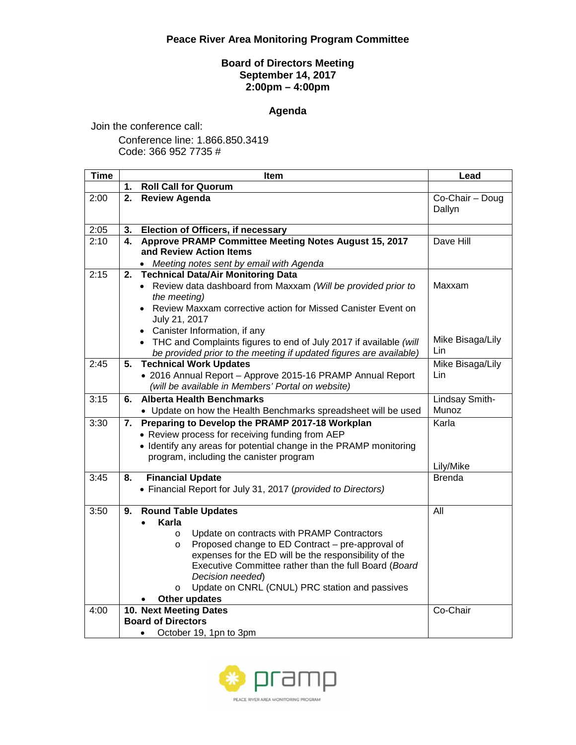**Peace River Area Monitoring Program Committee**

**Board of Directors Meeting**
**September 14, 2017**
**2:00pm – 4:00pm**

**Agenda**

Join the conference call:

Conference line: 1.866.850.3419
Code: 366 952 7735 #

| Time | Item | Lead |
|---|---|---|
| | **1. Roll Call for Quorum** | |
| 2:00 | **2. Review Agenda** | Co-Chair – Doug Dallyn |
| 2:05 | **3. Election of Officers, if necessary** | |
| 2:10 | **4. Approve PRAMP Committee Meeting Notes August 15, 2017 and Review Action Items**<br>• *Meeting notes sent by email with Agenda* | Dave Hill |
| 2:15 | **2. Technical Data/Air Monitoring Data**<br>• Review data dashboard from Maxxam *(Will be provided prior to the meeting)*<br>• Review Maxxam corrective action for Missed Canister Event on July 21, 2017<br>• Canister Information, if any<br>• THC and Complaints figures to end of July 2017 if available *(will be provided prior to the meeting if updated figures are available)* | Maxxam<br><br>Mike Bisaga/Lily Lin |
| 2:45 | **5. Technical Work Updates**<br>• 2016 Annual Report – Approve 2015-16 PRAMP Annual Report *(will be available in Members' Portal on website)* | Mike Bisaga/Lily Lin |
| 3:15 | **6. Alberta Health Benchmarks**<br>• Update on how the Health Benchmarks spreadsheet will be used | Lindsay Smith-Munoz |
| 3:30 | **7. Preparing to Develop the PRAMP 2017-18 Workplan**<br>• Review process for receiving funding from AEP<br>• Identify any areas for potential change in the PRAMP monitoring program, including the canister program | Karla<br><br>Lily/Mike |
| 3:45 | **8. Financial Update**<br>• Financial Report for July 31, 2017 (*provided to Directors)* | Brenda |
| 3:50 | **9. Round Table Updates**<br>• **Karla**<br>o Update on contracts with PRAMP Contractors<br>o Proposed change to ED Contract – pre-approval of expenses for the ED will be the responsibility of the Executive Committee rather than the full Board (*Board Decision needed*)<br>o Update on CNRL (CNUL) PRC station and passives<br>• **Other updates** | All |
| 4:00 | **10. Next Meeting Dates**<br>**Board of Directors**<br>• October 19, 1pn to 3pm | Co-Chair |

pramp
PEACE RIVER AREA MONITORING PROGRAM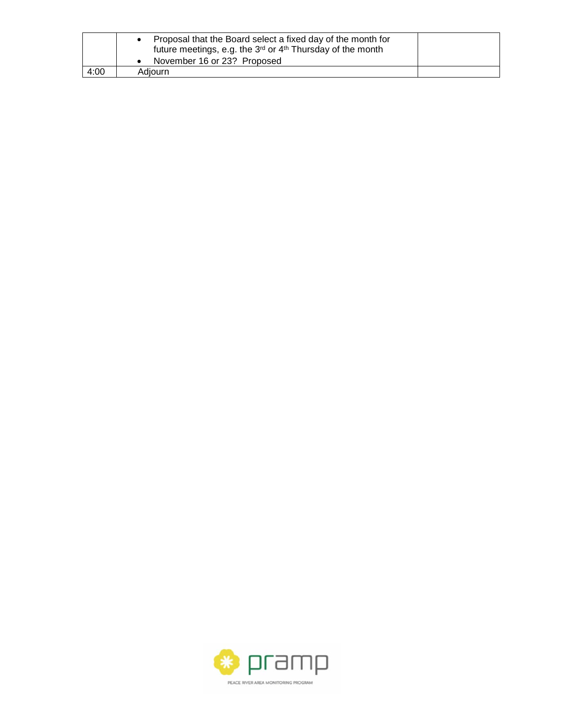| | | |
|---|---|---|
| | • Proposal that the Board select a fixed day of the month for future meetings, e.g. the 3rd or 4th Thursday of the month<br>• November 16 or 23? Proposed | |
| 4:00 | Adjourn | |

pramp

PEACE RIVER AREA MONITORING PROGRAM